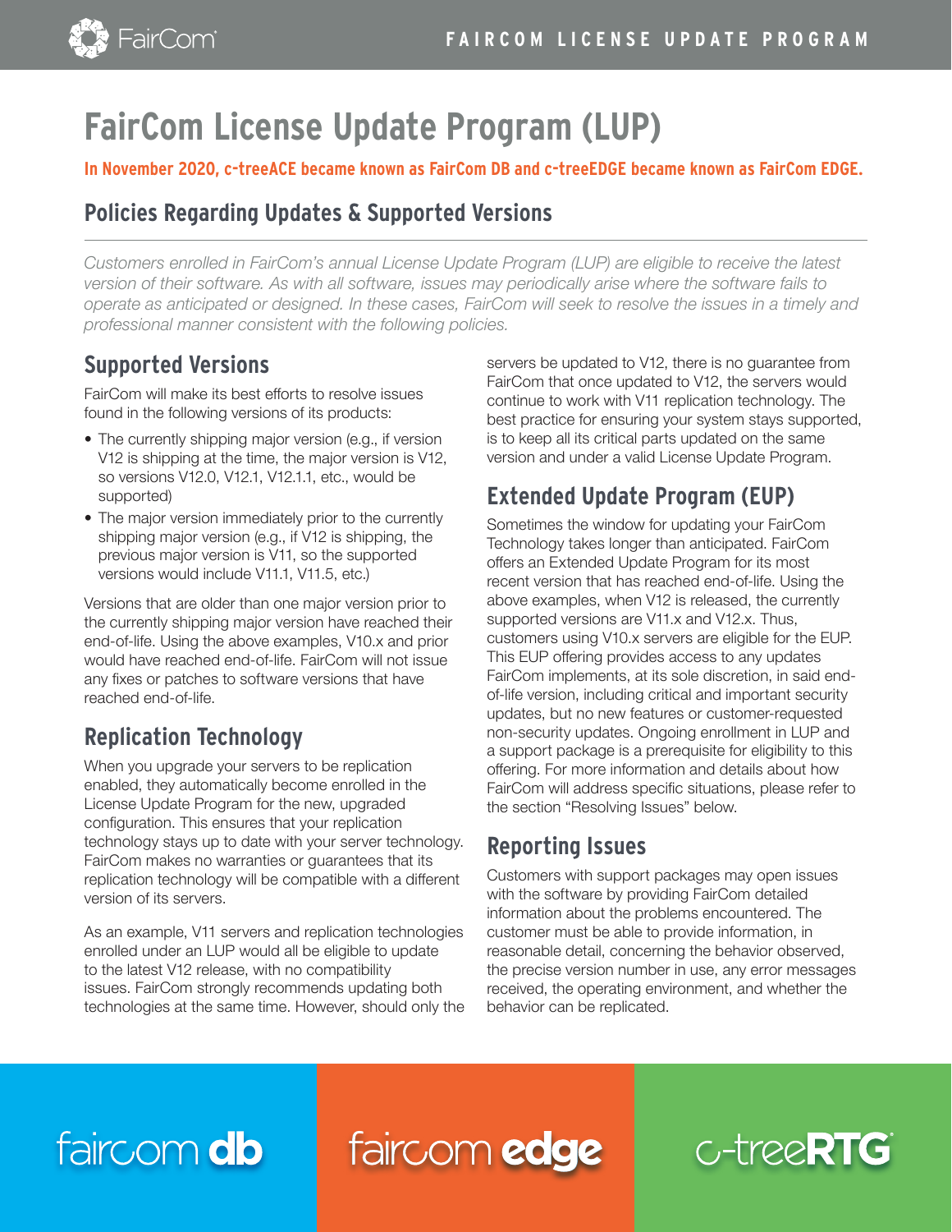# FairCom License Update Program (LUP)

**In November 2020, c-treeACE became known as FairCom DB and c-treeEDGE became known as FairCom EDGE.**

## Policies Regarding Updates & Supported Versions

*Customers enrolled in FairCom's annual License Update Program (LUP) are eligible to receive the latest version of their software. As with all software, issues may periodically arise where the software fails to operate as anticipated or designed. In these cases, FairCom will seek to resolve the issues in a timely and professional manner consistent with the following policies.*

### Supported Versions

FairCom will make its best efforts to resolve issues found in the following versions of its products:

- The currently shipping major version (e.g., if version V12 is shipping at the time, the major version is V12, so versions V12.0, V12.1, V12.1.1, etc., would be supported)
- The major version immediately prior to the currently shipping major version (e.g., if V12 is shipping, the previous major version is V11, so the supported versions would include V11.1, V11.5, etc.)

Versions that are older than one major version prior to the currently shipping major version have reached their end-of-life. Using the above examples, V10.x and prior would have reached end-of-life. FairCom will not issue any fixes or patches to software versions that have reached end-of-life.

### Replication Technology

When you upgrade your servers to be replication enabled, they automatically become enrolled in the License Update Program for the new, upgraded configuration. This ensures that your replication technology stays up to date with your server technology. FairCom makes no warranties or guarantees that its replication technology will be compatible with a different version of its servers.

As an example, V11 servers and replication technologies enrolled under an LUP would all be eligible to update to the latest V12 release, with no compatibility issues. FairCom strongly recommends updating both technologies at the same time. However, should only the servers be updated to V12, there is no guarantee from FairCom that once updated to V12, the servers would continue to work with V11 replication technology. The best practice for ensuring your system stays supported, is to keep all its critical parts updated on the same version and under a valid License Update Program.

### Extended Update Program (EUP)

Sometimes the window for updating your FairCom Technology takes longer than anticipated. FairCom offers an Extended Update Program for its most recent version that has reached end-of-life. Using the above examples, when V12 is released, the currently supported versions are V11.x and V12.x. Thus, customers using V10.x servers are eligible for the EUP. This EUP offering provides access to any updates FairCom implements, at its sole discretion, in said end-of-life version, including critical and important security updates, but no new features or customer-requested non-security updates. Ongoing enrollment in LUP and a support package is a prerequisite for eligibility to this offering. For more information and details about how FairCom will address specific situations, please refer to the section "Resolving Issues" below.

### Reporting Issues

Customers with support packages may open issues with the software by providing FairCom detailed information about the problems encountered. The customer must be able to provide information, in reasonable detail, concerning the behavior observed, the precise version number in use, any error messages received, the operating environment, and whether the behavior can be replicated.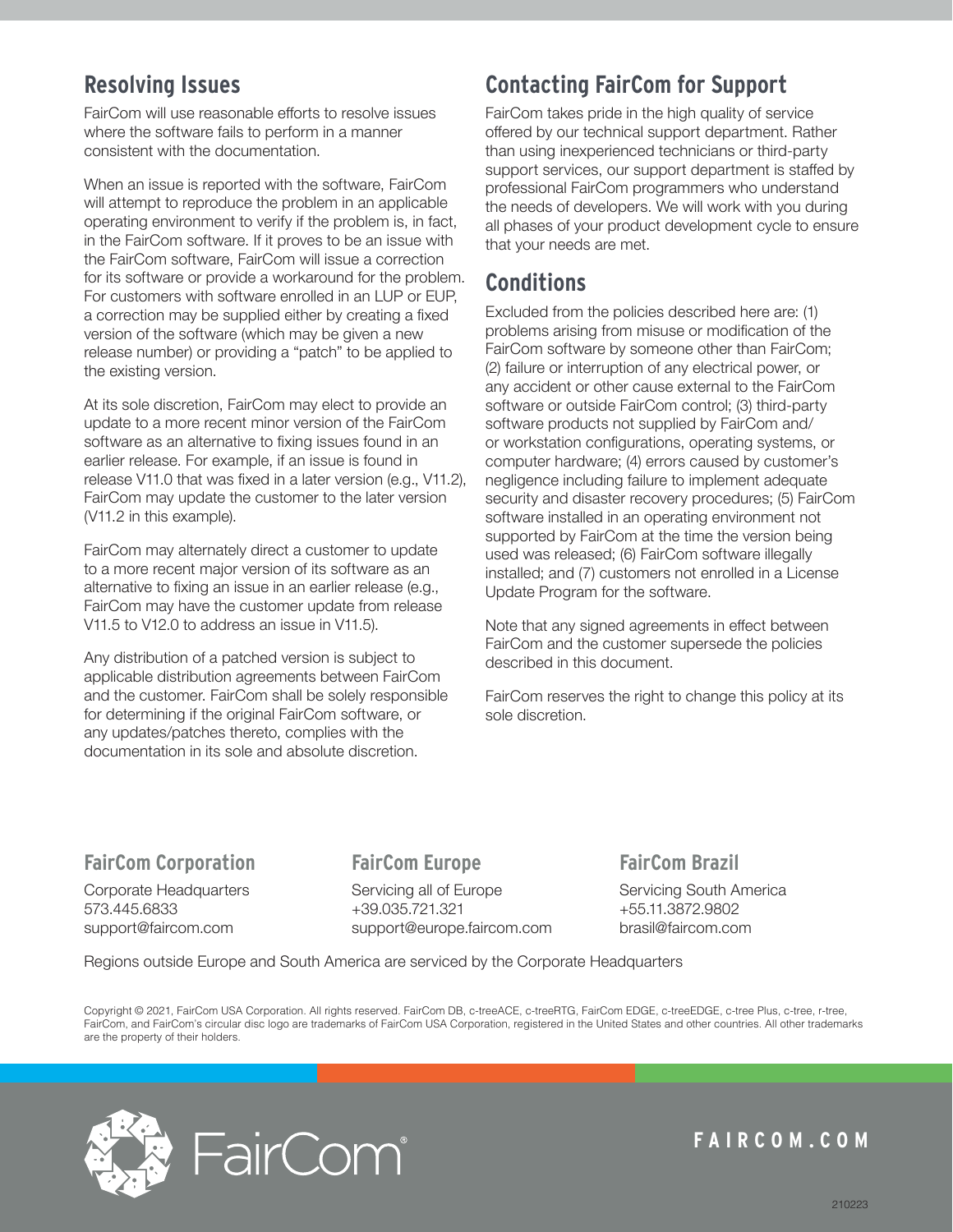## Resolving Issues

FairCom will use reasonable efforts to resolve issues where the software fails to perform in a manner consistent with the documentation.

When an issue is reported with the software, FairCom will attempt to reproduce the problem in an applicable operating environment to verify if the problem is, in fact, in the FairCom software. If it proves to be an issue with the FairCom software, FairCom will issue a correction for its software or provide a workaround for the problem. For customers with software enrolled in an LUP or EUP, a correction may be supplied either by creating a fixed version of the software (which may be given a new release number) or providing a "patch" to be applied to the existing version.

At its sole discretion, FairCom may elect to provide an update to a more recent minor version of the FairCom software as an alternative to fixing issues found in an earlier release. For example, if an issue is found in release V11.0 that was fixed in a later version (e.g., V11.2), FairCom may update the customer to the later version (V11.2 in this example).

FairCom may alternately direct a customer to update to a more recent major version of its software as an alternative to fixing an issue in an earlier release (e.g., FairCom may have the customer update from release V11.5 to V12.0 to address an issue in V11.5).

Any distribution of a patched version is subject to applicable distribution agreements between FairCom and the customer. FairCom shall be solely responsible for determining if the original FairCom software, or any updates/patches thereto, complies with the documentation in its sole and absolute discretion.

## Contacting FairCom for Support

FairCom takes pride in the high quality of service offered by our technical support department. Rather than using inexperienced technicians or third-party support services, our support department is staffed by professional FairCom programmers who understand the needs of developers. We will work with you during all phases of your product development cycle to ensure that your needs are met.

## Conditions

Excluded from the policies described here are: (1) problems arising from misuse or modification of the FairCom software by someone other than FairCom; (2) failure or interruption of any electrical power, or any accident or other cause external to the FairCom software or outside FairCom control; (3) third-party software products not supplied by FairCom and/ or workstation configurations, operating systems, or computer hardware; (4) errors caused by customer's negligence including failure to implement adequate security and disaster recovery procedures; (5) FairCom software installed in an operating environment not supported by FairCom at the time the version being used was released; (6) FairCom software illegally installed; and (7) customers not enrolled in a License Update Program for the software.

Note that any signed agreements in effect between FairCom and the customer supersede the policies described in this document.

FairCom reserves the right to change this policy at its sole discretion.

### FairCom Corporation

Corporate Headquarters
573.445.6833
support@faircom.com

### FairCom Europe

Servicing all of Europe
+39.035.721.321
support@europe.faircom.com

### FairCom Brazil

Servicing South America
+55.11.3872.9802
brasil@faircom.com

Regions outside Europe and South America are serviced by the Corporate Headquarters

Copyright © 2021, FairCom USA Corporation. All rights reserved. FairCom DB, c-treeACE, c-treeRTG, FairCom EDGE, c-treeEDGE, c-tree Plus, c-tree, r-tree, FairCom, and FairCom's circular disc logo are trademarks of FairCom USA Corporation, registered in the United States and other countries. All other trademarks are the property of their holders.

FairCom®

FAIRCOM.COM

210223